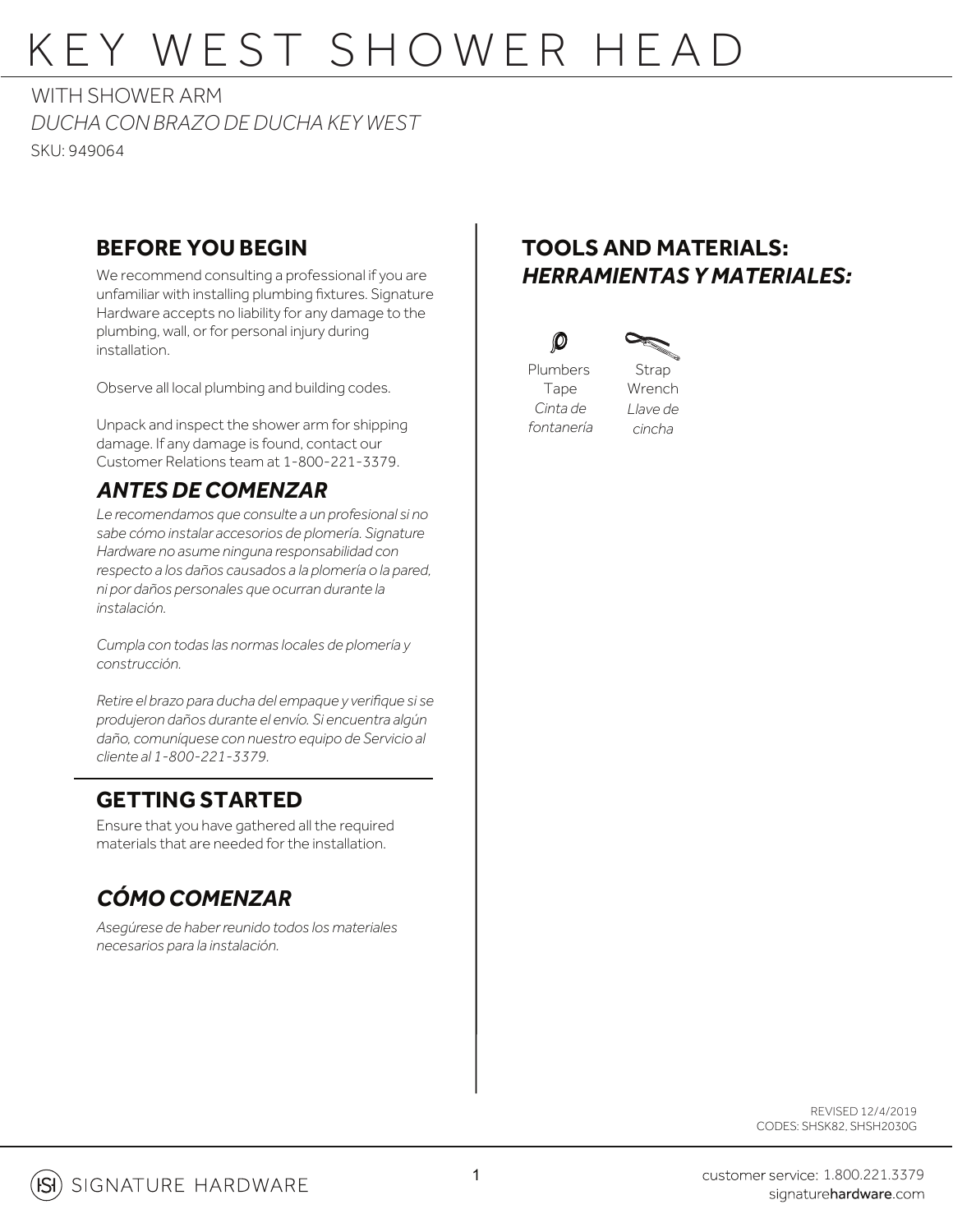# KEY WEST SHOWER HEAD

WITH SHOWER ARM

*DUCHA CON BRAZO DE DUCHA KEY WEST*

SKU: 949064

## BEFORE YOU BEGIN

We recommend consulting a professional if you are unfamiliar with installing plumbing fixtures. Signature Hardware accepts no liability for any damage to the plumbing, wall, or for personal injury during installation.

Observe all local plumbing and building codes.

Unpack and inspect the shower arm for shipping damage. If any damage is found, contact our Customer Relations team at 1-800-221-3379.

## *ANTES DE COMENZAR*

*Le recomendamos que consulte a un profesional si no sabe cómo instalar accesorios de plomería. Signature Hardware no asume ninguna responsabilidad con respecto a los daños causados a la plomería o la pared, ni por daños personales que ocurran durante la instalación.*

*Cumpla con todas las normas locales de plomería y construcción.*

*Retire el brazo para ducha del empaque y verifique si se produjeron daños durante el envío. Si encuentra algún daño, comuníquese con nuestro equipo de Servicio al cliente al 1-800-221-3379.*

## GETTING STARTED

Ensure that you have gathered all the required materials that are needed for the installation.

## *CÓMO COMENZAR*

*Asegúrese de haber reunido todos los materiales necesarios para la instalación.*

## TOOLS AND MATERIALS:
## *HERRAMIENTAS Y MATERIALES:*

- Plumbers Tape / *Cinta de fontanería*
- Strap Wrench / *Llave de cincha*

REVISED 12/4/2019
CODES: SHSK82, SHSH2030G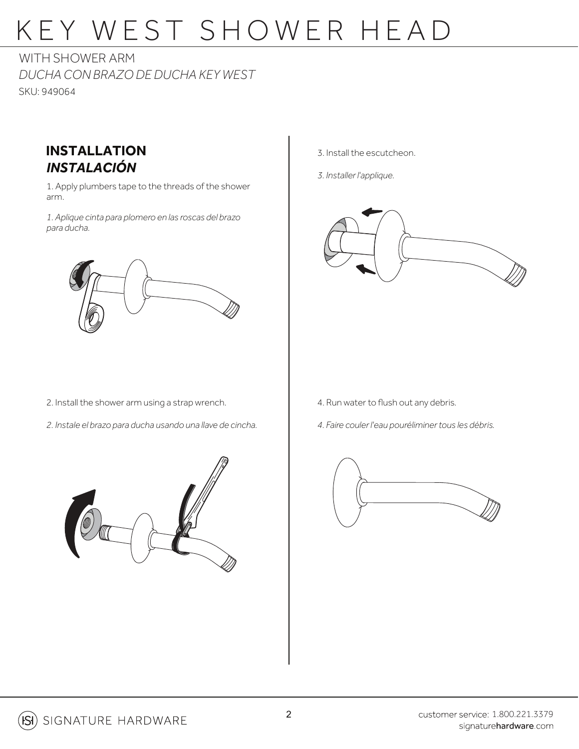# KEY WEST SHOWER HEAD

WITH SHOWER ARM

*DUCHA CON BRAZO DE DUCHA KEY WEST*

SKU: 949064

## INSTALLATION
## *INSTALACIÓN*

1. Apply plumbers tape to the threads of the shower arm.

*1. Aplique cinta para plomero en las roscas del brazo para ducha.*

2. Install the shower arm using a strap wrench.

*2. Instale el brazo para ducha usando una llave de cincha.*

3. Install the escutcheon.

*3. Installer l'applique.*

4. Run water to flush out any debris.

*4. Faire couler l'eau pouréliminer tous les débris.*

customer service: 1.800.221.3379
signaturehardware.com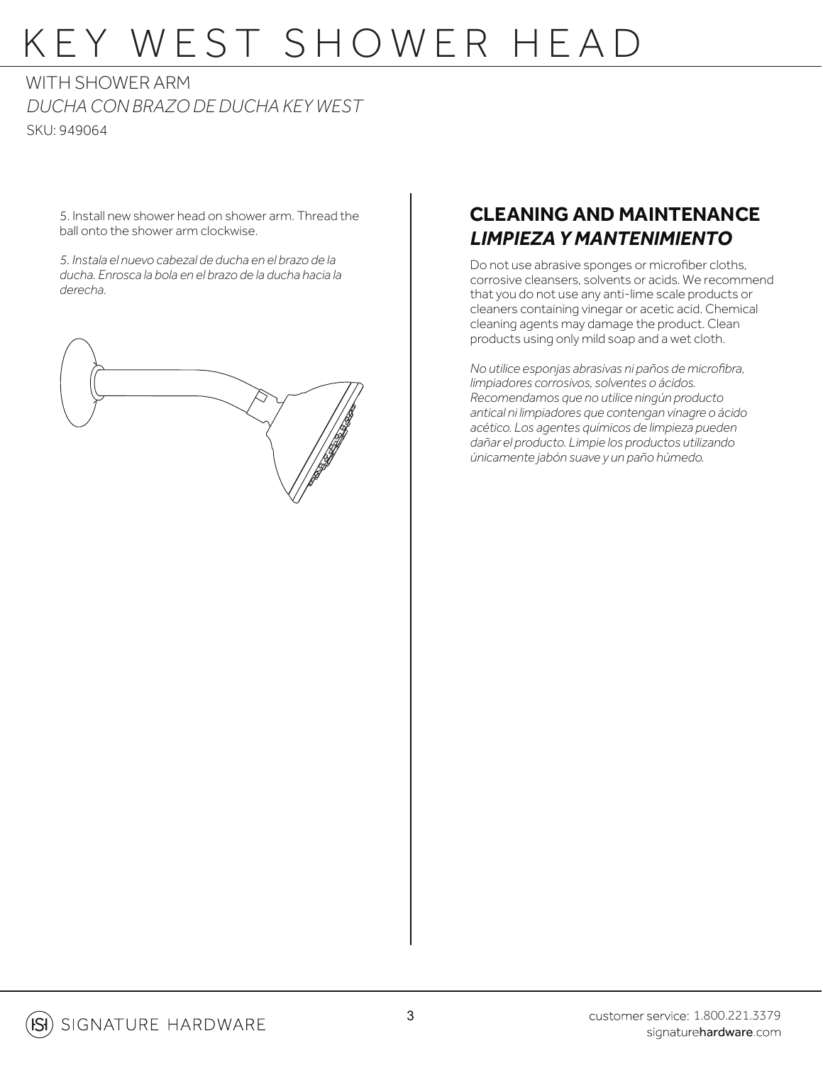# KEY WEST SHOWER HEAD

WITH SHOWER ARM

*DUCHA CON BRAZO DE DUCHA KEY WEST*

SKU: 949064

5. Install new shower head on shower arm. Thread the ball onto the shower arm clockwise.

*5. Instala el nuevo cabezal de ducha en el brazo de la ducha. Enrosca la bola en el brazo de la ducha hacia la derecha.*

## CLEANING AND MAINTENANCE
## *LIMPIEZA Y MANTENIMIENTO*

Do not use abrasive sponges or microfiber cloths, corrosive cleansers, solvents or acids. We recommend that you do not use any anti-lime scale products or cleaners containing vinegar or acetic acid. Chemical cleaning agents may damage the product. Clean products using only mild soap and a wet cloth.

*No utilice esponjas abrasivas ni paños de microfibra, limpiadores corrosivos, solventes o ácidos. Recomendamos que no utilice ningún producto antical ni limpiadores que contengan vinagre o ácido acético. Los agentes químicos de limpieza pueden dañar el producto. Limpie los productos utilizando únicamente jabón suave y un paño húmedo.*